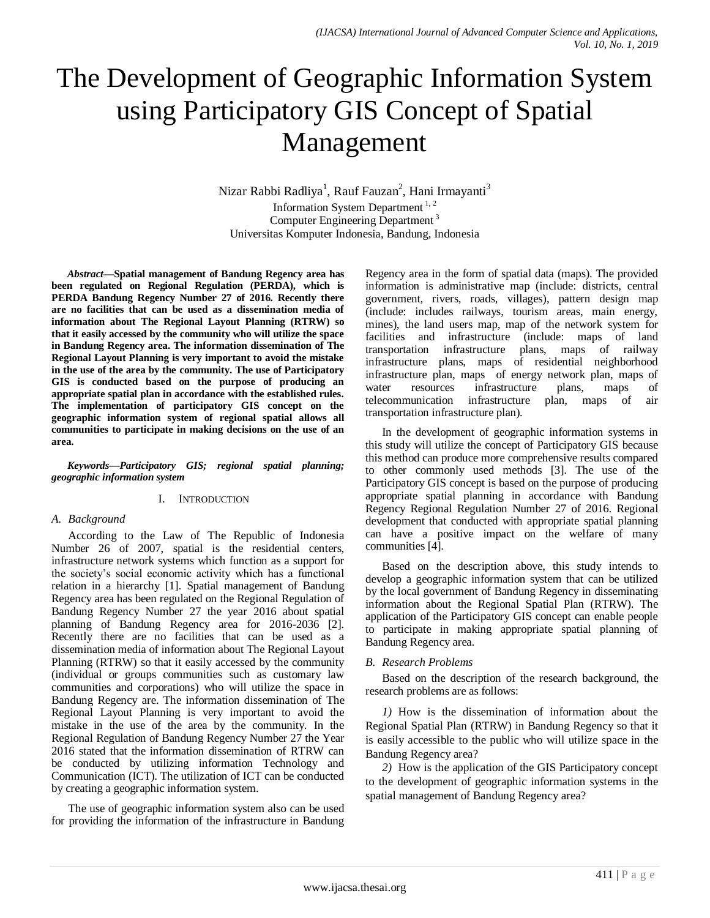# The Development of Geographic Information System using Participatory GIS Concept of Spatial Management

Nizar Rabbi Radliya[1], Rauf Fauzan[2], Hani Irmayanti[3]

Information System Department [1, 2]
Computer Engineering Department [3]
Universitas Komputer Indonesia, Bandung, Indonesia

***Abstract*—Spatial management of Bandung Regency area has been regulated on Regional Regulation (PERDA), which is PERDA Bandung Regency Number 27 of 2016. Recently there are no facilities that can be used as a dissemination media of information about The Regional Layout Planning (RTRW) so that it easily accessed by the community who will utilize the space in Bandung Regency area. The information dissemination of The Regional Layout Planning is very important to avoid the mistake in the use of the area by the community. The use of Participatory GIS is conducted based on the purpose of producing an appropriate spatial plan in accordance with the established rules. The implementation of participatory GIS concept on the geographic information system of regional spatial allows all communities to participate in making decisions on the use of an area.**

***Keywords*—*Participatory GIS; regional spatial planning; geographic information system***

## I. Introduction

### A. Background

According to the Law of The Republic of Indonesia Number 26 of 2007, spatial is the residential centers, infrastructure network systems which function as a support for the society's social economic activity which has a functional relation in a hierarchy [1]. Spatial management of Bandung Regency area has been regulated on the Regional Regulation of Bandung Regency Number 27 the year 2016 about spatial planning of Bandung Regency area for 2016-2036 [2]. Recently there are no facilities that can be used as a dissemination media of information about The Regional Layout Planning (RTRW) so that it easily accessed by the community (individual or groups communities such as customary law communities and corporations) who will utilize the space in Bandung Regency are. The information dissemination of The Regional Layout Planning is very important to avoid the mistake in the use of the area by the community. In the Regional Regulation of Bandung Regency Number 27 the Year 2016 stated that the information dissemination of RTRW can be conducted by utilizing information Technology and Communication (ICT). The utilization of ICT can be conducted by creating a geographic information system.

The use of geographic information system also can be used for providing the information of the infrastructure in Bandung Regency area in the form of spatial data (maps). The provided information is administrative map (include: districts, central government, rivers, roads, villages), pattern design map (include: includes railways, tourism areas, main energy, mines), the land users map, map of the network system for facilities and infrastructure (include: maps of land transportation infrastructure plans, maps of railway infrastructure plans, maps of residential neighborhood infrastructure plan, maps of energy network plan, maps of water resources infrastructure plans, maps of telecommunication infrastructure plan, maps of air transportation infrastructure plan).

In the development of geographic information systems in this study will utilize the concept of Participatory GIS because this method can produce more comprehensive results compared to other commonly used methods [3]. The use of the Participatory GIS concept is based on the purpose of producing appropriate spatial planning in accordance with Bandung Regency Regional Regulation Number 27 of 2016. Regional development that conducted with appropriate spatial planning can have a positive impact on the welfare of many communities [4].

Based on the description above, this study intends to develop a geographic information system that can be utilized by the local government of Bandung Regency in disseminating information about the Regional Spatial Plan (RTRW). The application of the Participatory GIS concept can enable people to participate in making appropriate spatial planning of Bandung Regency area.

### B. Research Problems

Based on the description of the research background, the research problems are as follows:

*1)* How is the dissemination of information about the Regional Spatial Plan (RTRW) in Bandung Regency so that it is easily accessible to the public who will utilize space in the Bandung Regency area?

*2)* How is the application of the GIS Participatory concept to the development of geographic information systems in the spatial management of Bandung Regency area?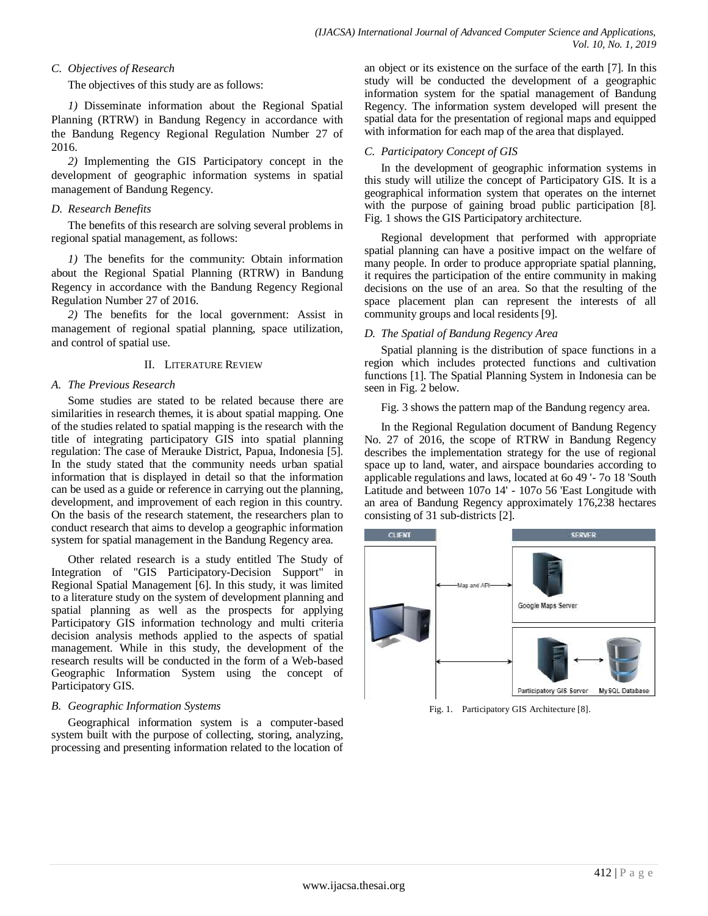### C. Objectives of Research

The objectives of this study are as follows:

*1)* Disseminate information about the Regional Spatial Planning (RTRW) in Bandung Regency in accordance with the Bandung Regency Regional Regulation Number 27 of 2016.

*2)* Implementing the GIS Participatory concept in the development of geographic information systems in spatial management of Bandung Regency.

### D. Research Benefits

The benefits of this research are solving several problems in regional spatial management, as follows:

*1)* The benefits for the community: Obtain information about the Regional Spatial Planning (RTRW) in Bandung Regency in accordance with the Bandung Regency Regional Regulation Number 27 of 2016.

*2)* The benefits for the local government: Assist in management of regional spatial planning, space utilization, and control of spatial use.

## II. Literature Review

### A. The Previous Research

Some studies are stated to be related because there are similarities in research themes, it is about spatial mapping. One of the studies related to spatial mapping is the research with the title of integrating participatory GIS into spatial planning regulation: The case of Merauke District, Papua, Indonesia [5]. In the study stated that the community needs urban spatial information that is displayed in detail so that the information can be used as a guide or reference in carrying out the planning, development, and improvement of each region in this country. On the basis of the research statement, the researchers plan to conduct research that aims to develop a geographic information system for spatial management in the Bandung Regency area.

Other related research is a study entitled The Study of Integration of "GIS Participatory-Decision Support" in Regional Spatial Management [6]. In this study, it was limited to a literature study on the system of development planning and spatial planning as well as the prospects for applying Participatory GIS information technology and multi criteria decision analysis methods applied to the aspects of spatial management. While in this study, the development of the research results will be conducted in the form of a Web-based Geographic Information System using the concept of Participatory GIS.

### B. Geographic Information Systems

Geographical information system is a computer-based system built with the purpose of collecting, storing, analyzing, processing and presenting information related to the location of an object or its existence on the surface of the earth [7]. In this study will be conducted the development of a geographic information system for the spatial management of Bandung Regency. The information system developed will present the spatial data for the presentation of regional maps and equipped with information for each map of the area that displayed.

### C. Participatory Concept of GIS

In the development of geographic information systems in this study will utilize the concept of Participatory GIS. It is a geographical information system that operates on the internet with the purpose of gaining broad public participation [8]. Fig. 1 shows the GIS Participatory architecture.

Regional development that performed with appropriate spatial planning can have a positive impact on the welfare of many people. In order to produce appropriate spatial planning, it requires the participation of the entire community in making decisions on the use of an area. So that the resulting of the space placement plan can represent the interests of all community groups and local residents [9].

### D. The Spatial of Bandung Regency Area

Spatial planning is the distribution of space functions in a region which includes protected functions and cultivation functions [1]. The Spatial Planning System in Indonesia can be seen in Fig. 2 below.

Fig. 3 shows the pattern map of the Bandung regency area.

In the Regional Regulation document of Bandung Regency No. 27 of 2016, the scope of RTRW in Bandung Regency describes the implementation strategy for the use of regional space up to land, water, and airspace boundaries according to applicable regulations and laws, located at 6o 49 '- 7o 18 'South Latitude and between 107o 14' - 107o 56 'East Longitude with an area of Bandung Regency approximately 176,238 hectares consisting of 31 sub-districts [2].

Fig. 1. Participatory GIS Architecture [8].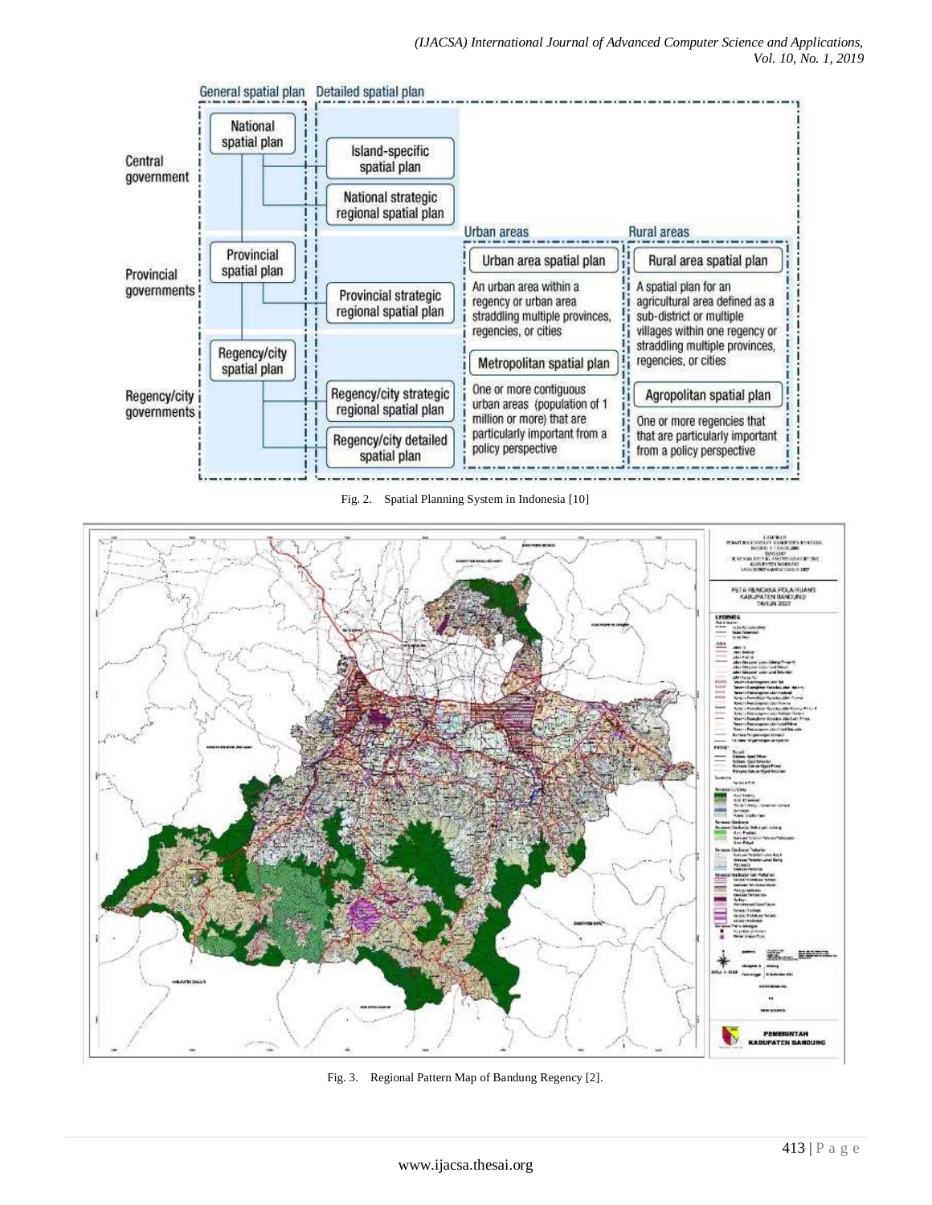Fig. 2. Spatial Planning System in Indonesia [10]

Fig. 3. Regional Pattern Map of Bandung Regency [2].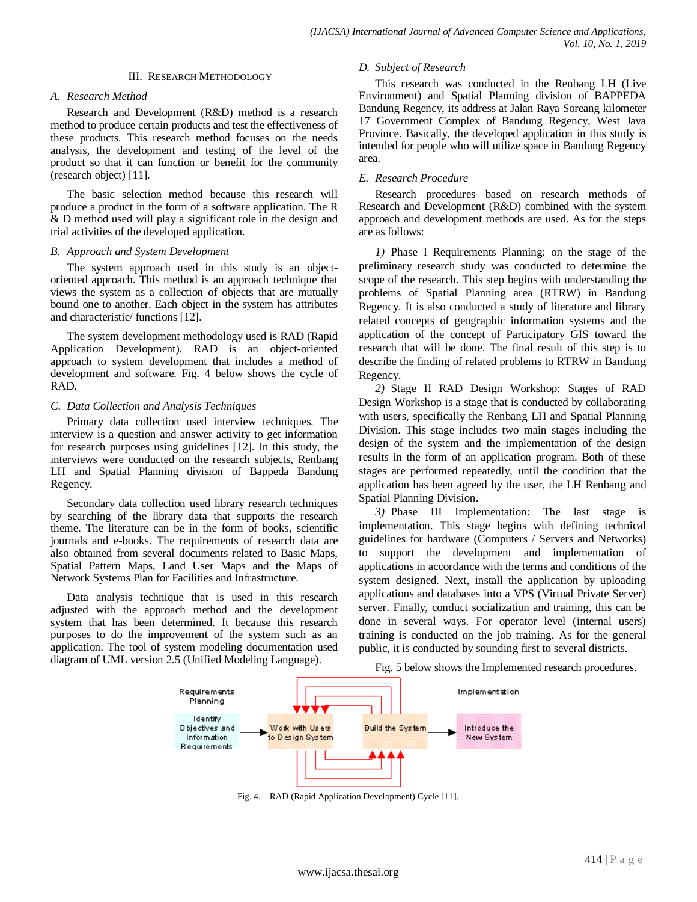## III. Research Methodology

### A. Research Method

Research and Development (R&D) method is a research method to produce certain products and test the effectiveness of these products. This research method focuses on the needs analysis, the development and testing of the level of the product so that it can function or benefit for the community (research object) [11].

The basic selection method because this research will produce a product in the form of a software application. The R & D method used will play a significant role in the design and trial activities of the developed application.

### B. Approach and System Development

The system approach used in this study is an object-oriented approach. This method is an approach technique that views the system as a collection of objects that are mutually bound one to another. Each object in the system has attributes and characteristic/ functions [12].

The system development methodology used is RAD (Rapid Application Development). RAD is an object-oriented approach to system development that includes a method of development and software. Fig. 4 below shows the cycle of RAD.

### C. Data Collection and Analysis Techniques

Primary data collection used interview techniques. The interview is a question and answer activity to get information for research purposes using guidelines [12]. In this study, the interviews were conducted on the research subjects, Renbang LH and Spatial Planning division of Bappeda Bandung Regency.

Secondary data collection used library research techniques by searching of the library data that supports the research theme. The literature can be in the form of books, scientific journals and e-books. The requirements of research data are also obtained from several documents related to Basic Maps, Spatial Pattern Maps, Land User Maps and the Maps of Network Systems Plan for Facilities and Infrastructure.

Data analysis technique that is used in this research adjusted with the approach method and the development system that has been determined. It because this research purposes to do the improvement of the system such as an application. The tool of system modeling documentation used diagram of UML version 2.5 (Unified Modeling Language).

### D. Subject of Research

This research was conducted in the Renbang LH (Live Environment) and Spatial Planning division of BAPPEDA Bandung Regency, its address at Jalan Raya Soreang kilometer 17 Government Complex of Bandung Regency, West Java Province. Basically, the developed application in this study is intended for people who will utilize space in Bandung Regency area.

### E. Research Procedure

Research procedures based on research methods of Research and Development (R&D) combined with the system approach and development methods are used. As for the steps are as follows:

*1)* Phase I Requirements Planning: on the stage of the preliminary research study was conducted to determine the scope of the research. This step begins with understanding the problems of Spatial Planning area (RTRW) in Bandung Regency. It is also conducted a study of literature and library related concepts of geographic information systems and the application of the concept of Participatory GIS toward the research that will be done. The final result of this step is to describe the finding of related problems to RTRW in Bandung Regency.

*2)* Stage II RAD Design Workshop: Stages of RAD Design Workshop is a stage that is conducted by collaborating with users, specifically the Renbang LH and Spatial Planning Division. This stage includes two main stages including the design of the system and the implementation of the design results in the form of an application program. Both of these stages are performed repeatedly, until the condition that the application has been agreed by the user, the LH Renbang and Spatial Planning Division.

*3)* Phase III Implementation: The last stage is implementation. This stage begins with defining technical guidelines for hardware (Computers / Servers and Networks) to support the development and implementation of applications in accordance with the terms and conditions of the system designed. Next, install the application by uploading applications and databases into a VPS (Virtual Private Server) server. Finally, conduct socialization and training, this can be done in several ways. For operator level (internal users) training is conducted on the job training. As for the general public, it is conducted by sounding first to several districts.

Fig. 5 below shows the Implemented research procedures.

Requirements Planning — Identify Objectives and Information Requirements → Work with Users to Design System ⇄ Build the System → Implementation — Introduce the New System

Fig. 4. RAD (Rapid Application Development) Cycle [11].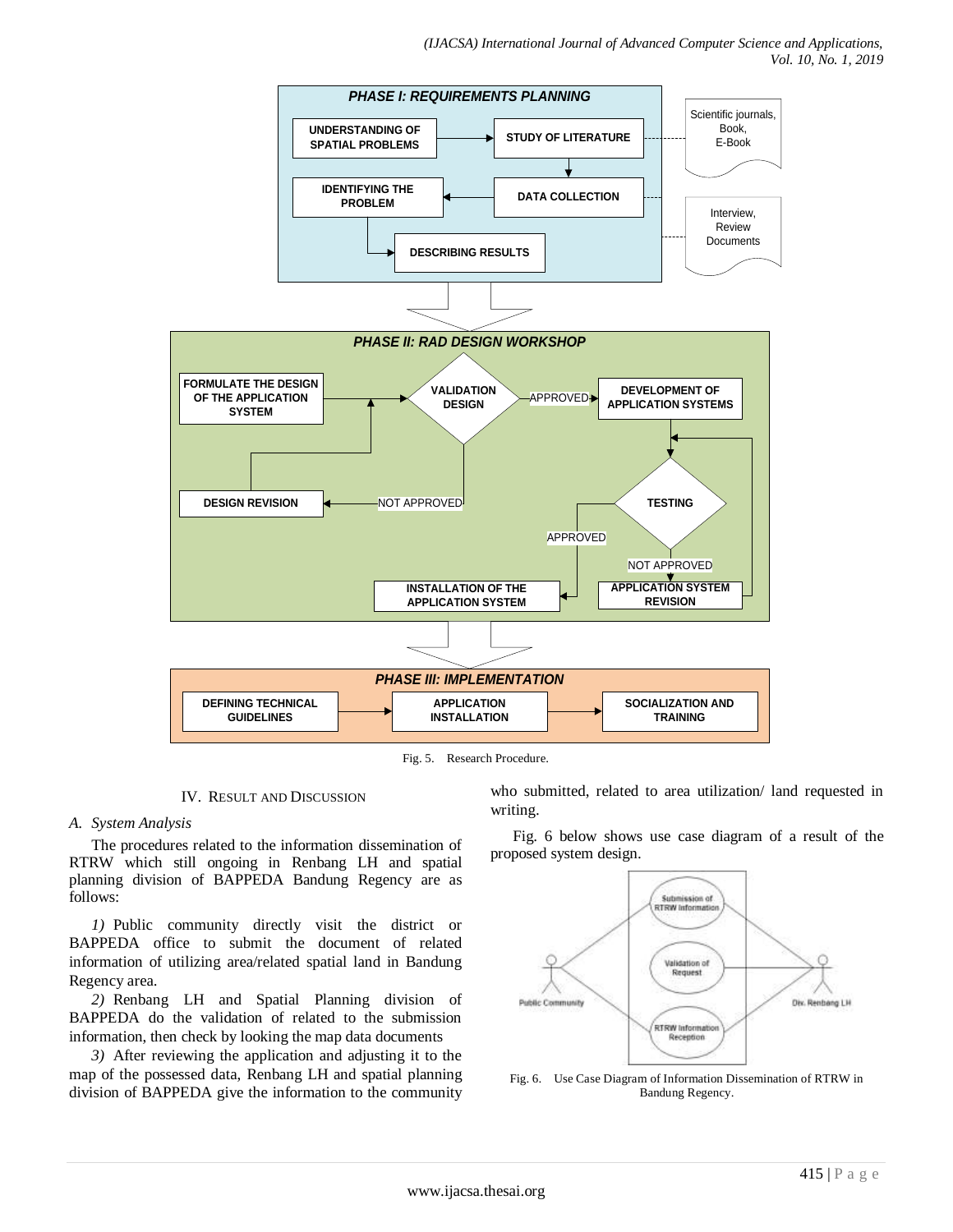Fig. 5. Research Procedure.

## IV. Result and Discussion

### A. System Analysis

The procedures related to the information dissemination of RTRW which still ongoing in Renbang LH and spatial planning division of BAPPEDA Bandung Regency are as follows:

*1)* Public community directly visit the district or BAPPEDA office to submit the document of related information of utilizing area/related spatial land in Bandung Regency area.

*2)* Renbang LH and Spatial Planning division of BAPPEDA do the validation of related to the submission information, then check by looking the map data documents

*3)* After reviewing the application and adjusting it to the map of the possessed data, Renbang LH and spatial planning division of BAPPEDA give the information to the community who submitted, related to area utilization/ land requested in writing.

Fig. 6 below shows use case diagram of a result of the proposed system design.

Fig. 6. Use Case Diagram of Information Dissemination of RTRW in Bandung Regency.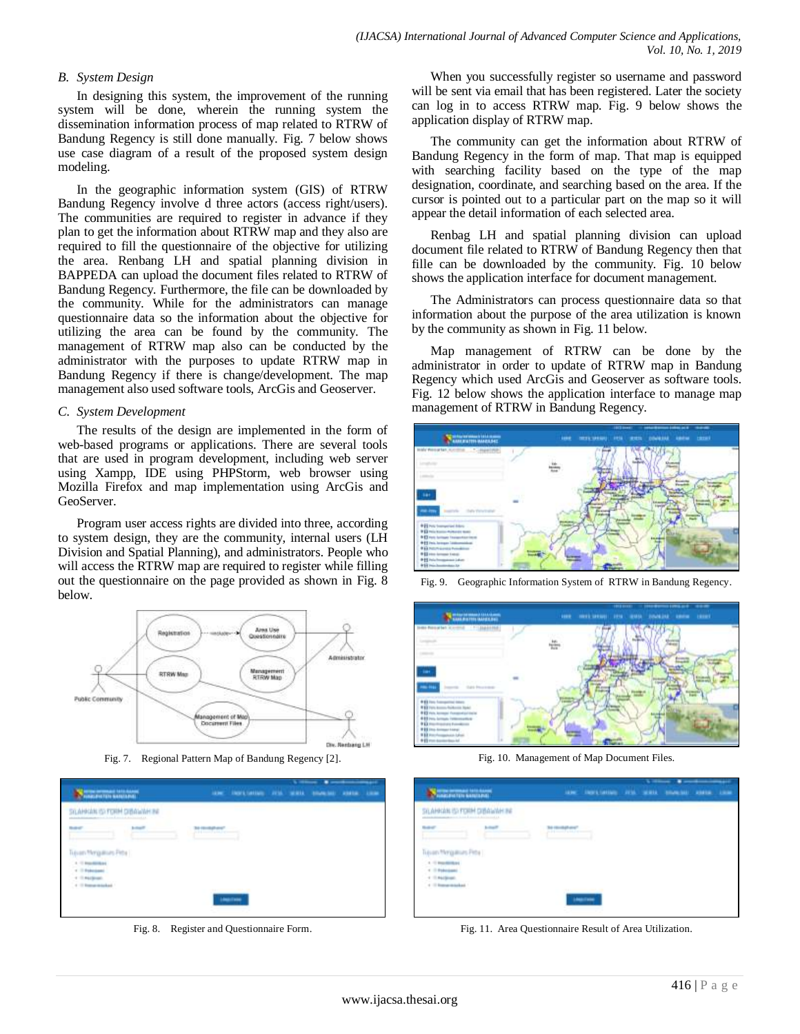## B. System Design

In designing this system, the improvement of the running system will be done, wherein the running system the dissemination information process of map related to RTRW of Bandung Regency is still done manually. Fig. 7 below shows use case diagram of a result of the proposed system design modeling.

In the geographic information system (GIS) of RTRW Bandung Regency involve d three actors (access right/users). The communities are required to register in advance if they plan to get the information about RTRW map and they also are required to fill the questionnaire of the objective for utilizing the area. Renbang LH and spatial planning division in BAPPEDA can upload the document files related to RTRW of Bandung Regency. Furthermore, the file can be downloaded by the community. While for the administrators can manage questionnaire data so the information about the objective for utilizing the area can be found by the community. The management of RTRW map also can be conducted by the administrator with the purposes to update RTRW map in Bandung Regency if there is change/development. The map management also used software tools, ArcGis and Geoserver.

## C. System Development

The results of the design are implemented in the form of web-based programs or applications. There are several tools that are used in program development, including web server using Xampp, IDE using PHPStorm, web browser using Mozilla Firefox and map implementation using ArcGis and GeoServer.

Program user access rights are divided into three, according to system design, they are the community, internal users (LH Division and Spatial Planning), and administrators. People who will access the RTRW map are required to register while filling out the questionnaire on the page provided as shown in Fig. 8 below.

Fig. 7. Regional Pattern Map of Bandung Regency [2].

Fig. 8. Register and Questionnaire Form.

When you successfully register so username and password will be sent via email that has been registered. Later the society can log in to access RTRW map. Fig. 9 below shows the application display of RTRW map.

The community can get the information about RTRW of Bandung Regency in the form of map. That map is equipped with searching facility based on the type of the map designation, coordinate, and searching based on the area. If the cursor is pointed out to a particular part on the map so it will appear the detail information of each selected area.

Renbag LH and spatial planning division can upload document file related to RTRW of Bandung Regency then that fille can be downloaded by the community. Fig. 10 below shows the application interface for document management.

The Administrators can process questionnaire data so that information about the purpose of the area utilization is known by the community as shown in Fig. 11 below.

Map management of RTRW can be done by the administrator in order to update of RTRW map in Bandung Regency which used ArcGis and Geoserver as software tools. Fig. 12 below shows the application interface to manage map management of RTRW in Bandung Regency.

Fig. 9. Geographic Information System of RTRW in Bandung Regency.

Fig. 10. Management of Map Document Files.

Fig. 11. Area Questionnaire Result of Area Utilization.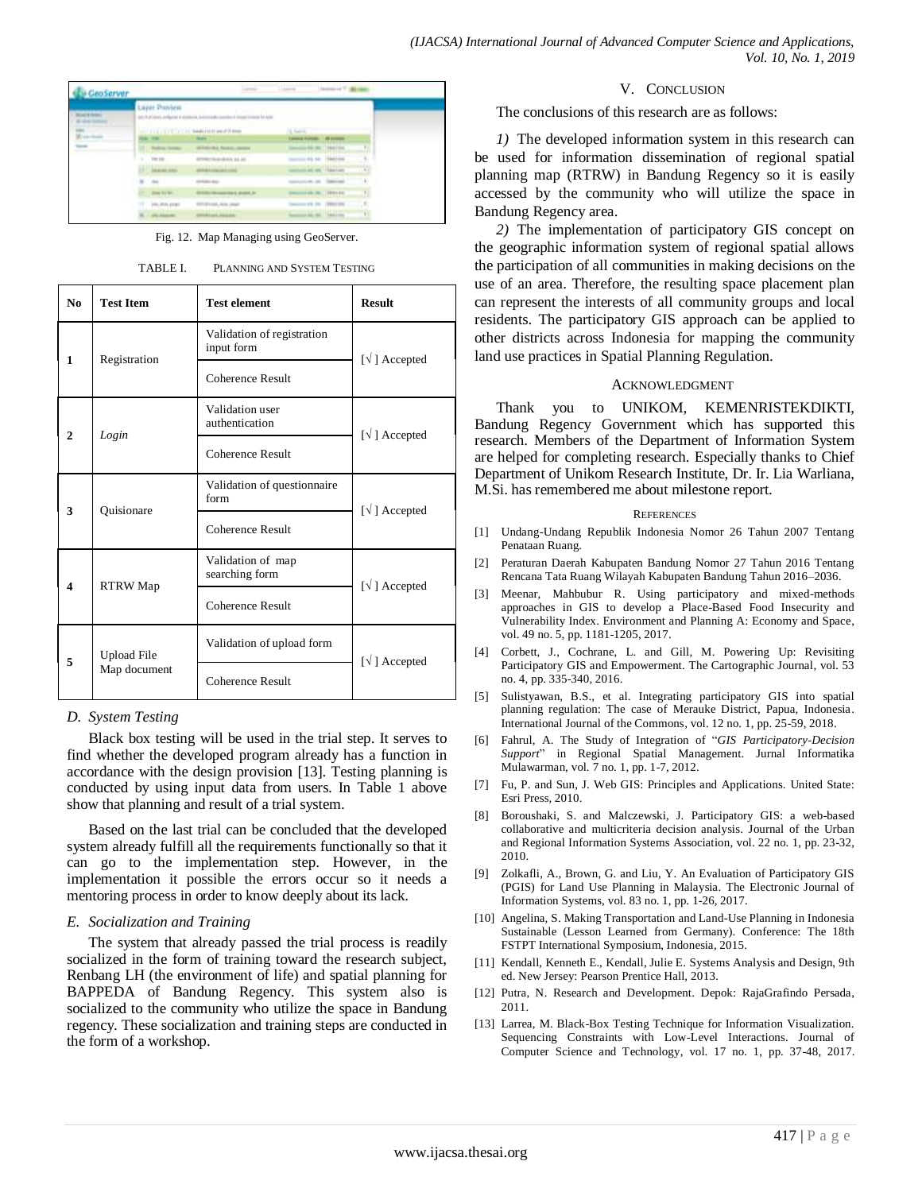Fig. 12. Map Managing using GeoServer.

TABLE I. PLANNING AND SYSTEM TESTING

| No | Test Item | Test element | Result |
|---|---|---|---|
| 1 | Registration | Validation of registration input form | [√ ] Accepted |
| | | Coherence Result | |
| 2 | *Login* | Validation user authentication | [√ ] Accepted |
| | | Coherence Result | |
| 3 | Quisionare | Validation of questionnaire form | [√ ] Accepted |
| | | Coherence Result | |
| 4 | RTRW Map | Validation of map searching form | [√ ] Accepted |
| | | Coherence Result | |
| 5 | Upload File Map document | Validation of upload form | [√ ] Accepted |
| | | Coherence Result | |

### D. System Testing

Black box testing will be used in the trial step. It serves to find whether the developed program already has a function in accordance with the design provision [13]. Testing planning is conducted by using input data from users. In Table 1 above show that planning and result of a trial system.

Based on the last trial can be concluded that the developed system already fulfill all the requirements functionally so that it can go to the implementation step. However, in the implementation it possible the errors occur so it needs a mentoring process in order to know deeply about its lack.

### E. Socialization and Training

The system that already passed the trial process is readily socialized in the form of training toward the research subject, Renbang LH (the environment of life) and spatial planning for BAPPEDA of Bandung Regency. This system also is socialized to the community who utilize the space in Bandung regency. These socialization and training steps are conducted in the form of a workshop.

## V. CONCLUSION

The conclusions of this research are as follows:

*1)* The developed information system in this research can be used for information dissemination of regional spatial planning map (RTRW) in Bandung Regency so it is easily accessed by the community who will utilize the space in Bandung Regency area.

*2)* The implementation of participatory GIS concept on the geographic information system of regional spatial allows the participation of all communities in making decisions on the use of an area. Therefore, the resulting space placement plan can represent the interests of all community groups and local residents. The participatory GIS approach can be applied to other districts across Indonesia for mapping the community land use practices in Spatial Planning Regulation.

## ACKNOWLEDGMENT

Thank you to UNIKOM, KEMENRISTEKDIKTI, Bandung Regency Government which has supported this research. Members of the Department of Information System are helped for completing research. Especially thanks to Chief Department of Unikom Research Institute, Dr. Ir. Lia Warliana, M.Si. has remembered me about milestone report.

## REFERENCES

[1] Undang-Undang Republik Indonesia Nomor 26 Tahun 2007 Tentang Penataan Ruang.

[2] Peraturan Daerah Kabupaten Bandung Nomor 27 Tahun 2016 Tentang Rencana Tata Ruang Wilayah Kabupaten Bandung Tahun 2016–2036.

[3] Meenar, Mahbubur R. Using participatory and mixed-methods approaches in GIS to develop a Place-Based Food Insecurity and Vulnerability Index. Environment and Planning A: Economy and Space, vol. 49 no. 5, pp. 1181-1205, 2017.

[4] Corbett, J., Cochrane, L. and Gill, M. Powering Up: Revisiting Participatory GIS and Empowerment. The Cartographic Journal, vol. 53 no. 4, pp. 335-340, 2016.

[5] Sulistyawan, B.S., et al. Integrating participatory GIS into spatial planning regulation: The case of Merauke District, Papua, Indonesia. International Journal of the Commons, vol. 12 no. 1, pp. 25-59, 2018.

[6] Fahrul, A. The Study of Integration of "*GIS Participatory-Decision Support*" in Regional Spatial Management. Jurnal Informatika Mulawarman, vol. 7 no. 1, pp. 1-7, 2012.

[7] Fu, P. and Sun, J. Web GIS: Principles and Applications. United State: Esri Press, 2010.

[8] Boroushaki, S. and Malczewski, J. Participatory GIS: a web-based collaborative and multicriteria decision analysis. Journal of the Urban and Regional Information Systems Association, vol. 22 no. 1, pp. 23-32, 2010.

[9] Zolkafli, A., Brown, G. and Liu, Y. An Evaluation of Participatory GIS (PGIS) for Land Use Planning in Malaysia. The Electronic Journal of Information Systems, vol. 83 no. 1, pp. 1-26, 2017.

[10] Angelina, S. Making Transportation and Land-Use Planning in Indonesia Sustainable (Lesson Learned from Germany). Conference: The 18th FSTPT International Symposium, Indonesia, 2015.

[11] Kendall, Kenneth E., Kendall, Julie E. Systems Analysis and Design, 9th ed. New Jersey: Pearson Prentice Hall, 2013.

[12] Putra, N. Research and Development. Depok: RajaGrafindo Persada, 2011.

[13] Larrea, M. Black-Box Testing Technique for Information Visualization. Sequencing Constraints with Low-Level Interactions. Journal of Computer Science and Technology, vol. 17 no. 1, pp. 37-48, 2017.